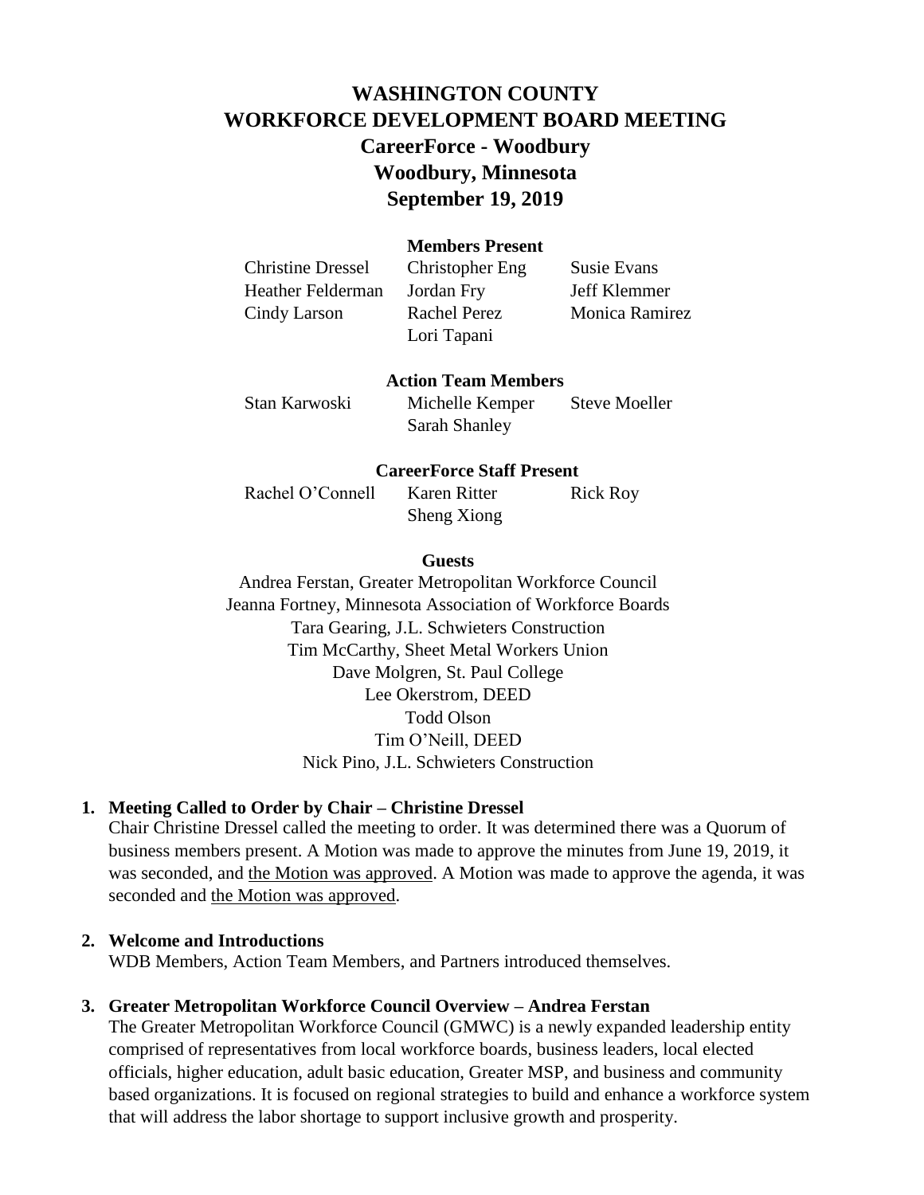# WASHINGTON COUNTY
# WORKFORCE DEVELOPMENT BOARD MEETING
## CareerForce - Woodbury
## Woodbury, Minnesota
## September 19, 2019

**Members Present**

| | | |
|---|---|---|
| Christine Dressel | Christopher Eng | Susie Evans |
| Heather Felderman | Jordan Fry | Jeff Klemmer |
| Cindy Larson | Rachel Perez | Monica Ramirez |
| | Lori Tapani | |

**Action Team Members**

| | | |
|---|---|---|
| Stan Karwoski | Michelle Kemper | Steve Moeller |
| | Sarah Shanley | |

**CareerForce Staff Present**

| | | |
|---|---|---|
| Rachel O'Connell | Karen Ritter | Rick Roy |
| | Sheng Xiong | |

**Guests**

Andrea Ferstan, Greater Metropolitan Workforce Council
Jeanna Fortney, Minnesota Association of Workforce Boards
Tara Gearing, J.L. Schwieters Construction
Tim McCarthy, Sheet Metal Workers Union
Dave Molgren, St. Paul College
Lee Okerstrom, DEED
Todd Olson
Tim O'Neill, DEED
Nick Pino, J.L. Schwieters Construction

1. **Meeting Called to Order by Chair – Christine Dressel**
   Chair Christine Dressel called the meeting to order. It was determined there was a Quorum of business members present. A Motion was made to approve the minutes from June 19, 2019, it was seconded, and <u>the Motion was approved</u>. A Motion was made to approve the agenda, it was seconded and <u>the Motion was approved</u>.

2. **Welcome and Introductions**
   WDB Members, Action Team Members, and Partners introduced themselves.

3. **Greater Metropolitan Workforce Council Overview – Andrea Ferstan**
   The Greater Metropolitan Workforce Council (GMWC) is a newly expanded leadership entity comprised of representatives from local workforce boards, business leaders, local elected officials, higher education, adult basic education, Greater MSP, and business and community based organizations. It is focused on regional strategies to build and enhance a workforce system that will address the labor shortage to support inclusive growth and prosperity.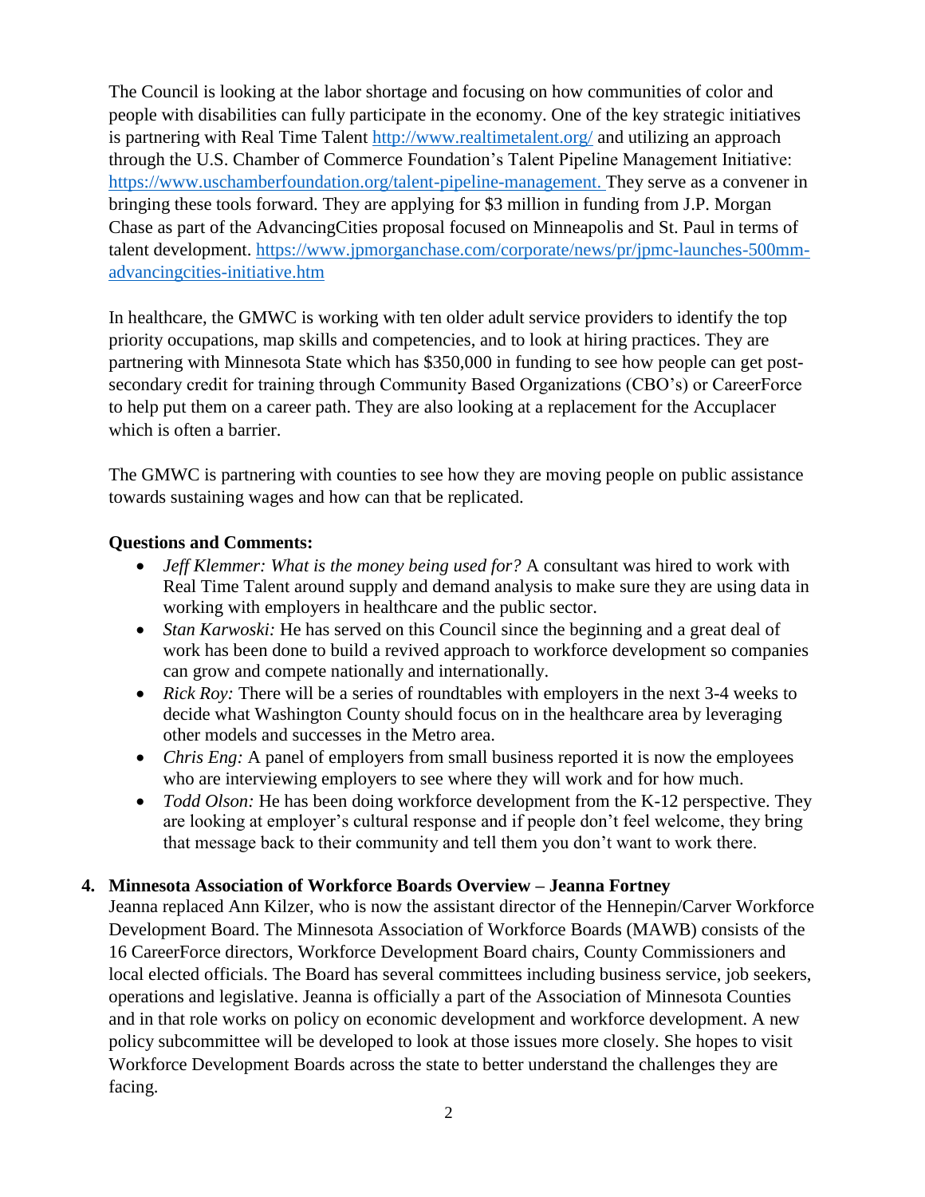The Council is looking at the labor shortage and focusing on how communities of color and people with disabilities can fully participate in the economy. One of the key strategic initiatives is partnering with Real Time Talent http://www.realtimetalent.org/ and utilizing an approach through the U.S. Chamber of Commerce Foundation's Talent Pipeline Management Initiative: https://www.uschamberfoundation.org/talent-pipeline-management. They serve as a convener in bringing these tools forward. They are applying for $3 million in funding from J.P. Morgan Chase as part of the AdvancingCities proposal focused on Minneapolis and St. Paul in terms of talent development. https://www.jpmorganchase.com/corporate/news/pr/jpmc-launches-500mm-advancingcities-initiative.htm

In healthcare, the GMWC is working with ten older adult service providers to identify the top priority occupations, map skills and competencies, and to look at hiring practices. They are partnering with Minnesota State which has $350,000 in funding to see how people can get post-secondary credit for training through Community Based Organizations (CBO's) or CareerForce to help put them on a career path. They are also looking at a replacement for the Accuplacer which is often a barrier.

The GMWC is partnering with counties to see how they are moving people on public assistance towards sustaining wages and how can that be replicated.

**Questions and Comments:**

- *Jeff Klemmer: What is the money being used for?* A consultant was hired to work with Real Time Talent around supply and demand analysis to make sure they are using data in working with employers in healthcare and the public sector.
- *Stan Karwoski:* He has served on this Council since the beginning and a great deal of work has been done to build a revived approach to workforce development so companies can grow and compete nationally and internationally.
- *Rick Roy:* There will be a series of roundtables with employers in the next 3-4 weeks to decide what Washington County should focus on in the healthcare area by leveraging other models and successes in the Metro area.
- *Chris Eng:* A panel of employers from small business reported it is now the employees who are interviewing employers to see where they will work and for how much.
- *Todd Olson:* He has been doing workforce development from the K-12 perspective. They are looking at employer's cultural response and if people don't feel welcome, they bring that message back to their community and tell them you don't want to work there.

**4. Minnesota Association of Workforce Boards Overview – Jeanna Fortney**

Jeanna replaced Ann Kilzer, who is now the assistant director of the Hennepin/Carver Workforce Development Board. The Minnesota Association of Workforce Boards (MAWB) consists of the 16 CareerForce directors, Workforce Development Board chairs, County Commissioners and local elected officials. The Board has several committees including business service, job seekers, operations and legislative. Jeanna is officially a part of the Association of Minnesota Counties and in that role works on policy on economic development and workforce development. A new policy subcommittee will be developed to look at those issues more closely. She hopes to visit Workforce Development Boards across the state to better understand the challenges they are facing.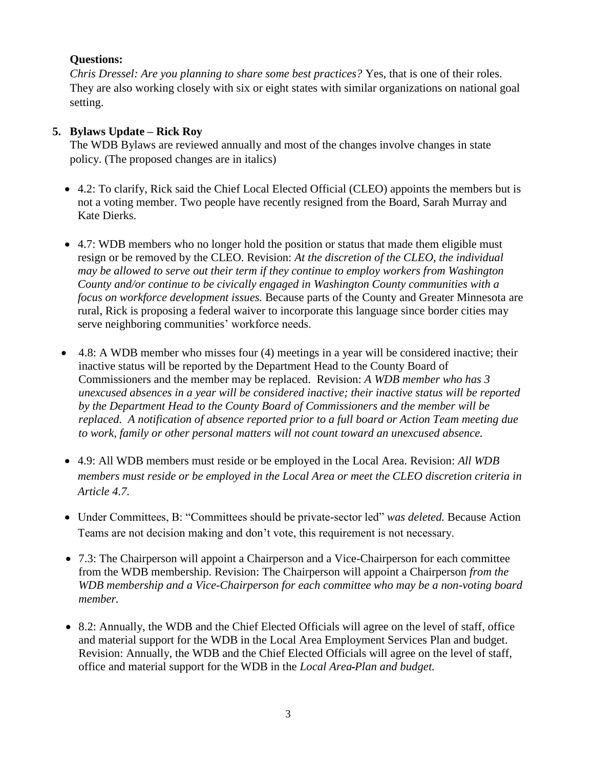**Questions:**

*Chris Dressel: Are you planning to share some best practices?* Yes, that is one of their roles. They are also working closely with six or eight states with similar organizations on national goal setting.

5. **Bylaws Update – Rick Roy**

   The WDB Bylaws are reviewed annually and most of the changes involve changes in state policy. (The proposed changes are in italics)

   - 4.2: To clarify, Rick said the Chief Local Elected Official (CLEO) appoints the members but is not a voting member. Two people have recently resigned from the Board, Sarah Murray and Kate Dierks.

   - 4.7: WDB members who no longer hold the position or status that made them eligible must resign or be removed by the CLEO. Revision: *At the discretion of the CLEO, the individual may be allowed to serve out their term if they continue to employ workers from Washington County and/or continue to be civically engaged in Washington County communities with a focus on workforce development issues.* Because parts of the County and Greater Minnesota are rural, Rick is proposing a federal waiver to incorporate this language since border cities may serve neighboring communities' workforce needs.

   - 4.8: A WDB member who misses four (4) meetings in a year will be considered inactive; their inactive status will be reported by the Department Head to the County Board of Commissioners and the member may be replaced. Revision: *A WDB member who has 3 unexcused absences in a year will be considered inactive; their inactive status will be reported by the Department Head to the County Board of Commissioners and the member will be replaced. A notification of absence reported prior to a full board or Action Team meeting due to work, family or other personal matters will not count toward an unexcused absence.*

   - 4.9: All WDB members must reside or be employed in the Local Area. Revision: *All WDB members must reside or be employed in the Local Area or meet the CLEO discretion criteria in Article 4.7.*

   - Under Committees, B: "Committees should be private-sector led" *was deleted.* Because Action Teams are not decision making and don't vote, this requirement is not necessary.

   - 7.3: The Chairperson will appoint a Chairperson and a Vice-Chairperson for each committee from the WDB membership. Revision: The Chairperson will appoint a Chairperson *from the WDB membership and a Vice-Chairperson for each committee who may be a non-voting board member.*

   - 8.2: Annually, the WDB and the Chief Elected Officials will agree on the level of staff, office and material support for the WDB in the Local Area Employment Services Plan and budget. Revision: Annually, the WDB and the Chief Elected Officials will agree on the level of staff, office and material support for the WDB in the *Local Area Plan and budget.*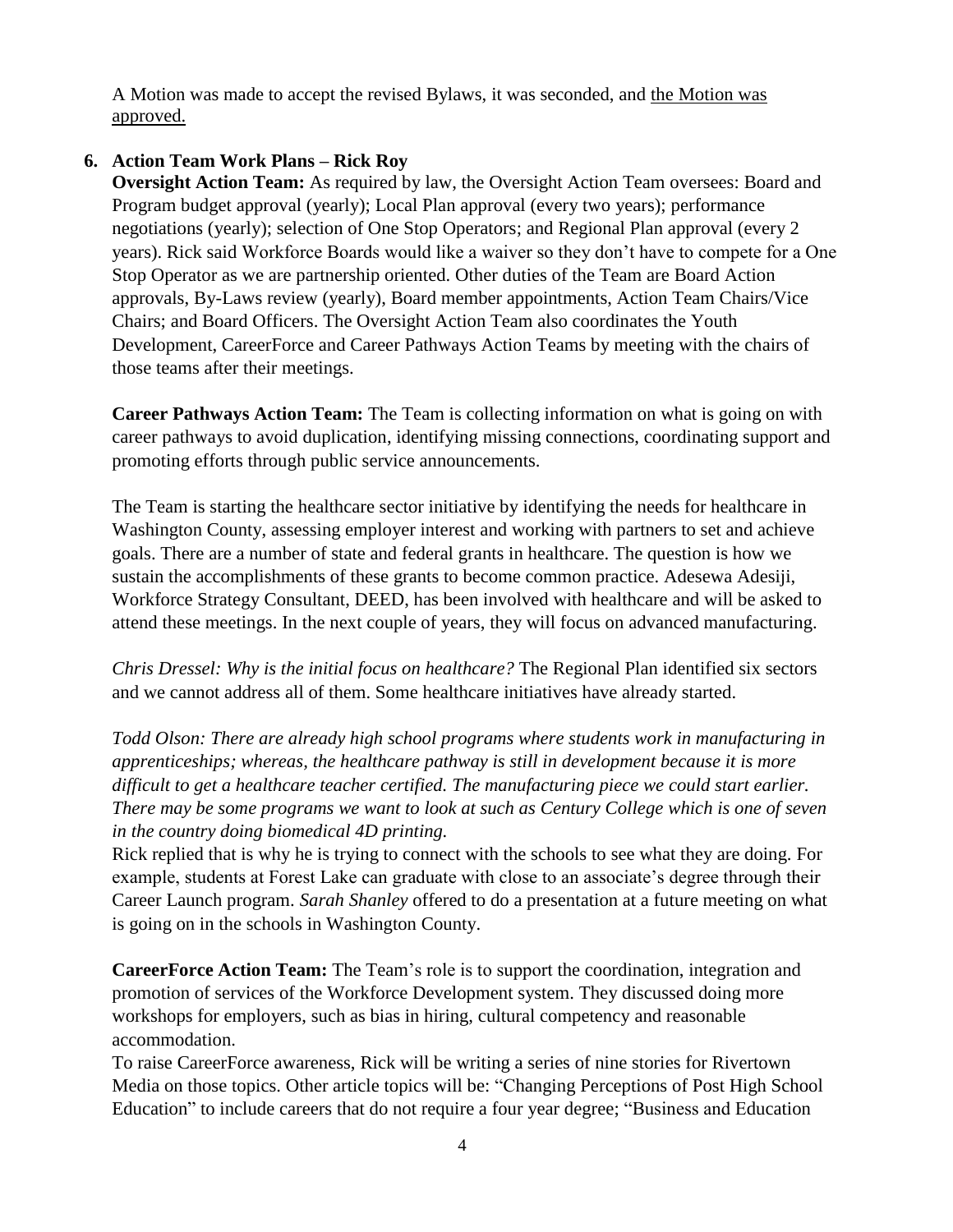A Motion was made to accept the revised Bylaws, it was seconded, and the Motion was approved.

**6. Action Team Work Plans – Rick Roy**

**Oversight Action Team:** As required by law, the Oversight Action Team oversees: Board and Program budget approval (yearly); Local Plan approval (every two years); performance negotiations (yearly); selection of One Stop Operators; and Regional Plan approval (every 2 years). Rick said Workforce Boards would like a waiver so they don't have to compete for a One Stop Operator as we are partnership oriented. Other duties of the Team are Board Action approvals, By-Laws review (yearly), Board member appointments, Action Team Chairs/Vice Chairs; and Board Officers. The Oversight Action Team also coordinates the Youth Development, CareerForce and Career Pathways Action Teams by meeting with the chairs of those teams after their meetings.

**Career Pathways Action Team:** The Team is collecting information on what is going on with career pathways to avoid duplication, identifying missing connections, coordinating support and promoting efforts through public service announcements.

The Team is starting the healthcare sector initiative by identifying the needs for healthcare in Washington County, assessing employer interest and working with partners to set and achieve goals. There are a number of state and federal grants in healthcare. The question is how we sustain the accomplishments of these grants to become common practice. Adesewa Adesiji, Workforce Strategy Consultant, DEED, has been involved with healthcare and will be asked to attend these meetings. In the next couple of years, they will focus on advanced manufacturing.

*Chris Dressel: Why is the initial focus on healthcare?* The Regional Plan identified six sectors and we cannot address all of them. Some healthcare initiatives have already started.

*Todd Olson: There are already high school programs where students work in manufacturing in apprenticeships; whereas, the healthcare pathway is still in development because it is more difficult to get a healthcare teacher certified. The manufacturing piece we could start earlier. There may be some programs we want to look at such as Century College which is one of seven in the country doing biomedical 4D printing.*
Rick replied that is why he is trying to connect with the schools to see what they are doing. For example, students at Forest Lake can graduate with close to an associate's degree through their Career Launch program. *Sarah Shanley* offered to do a presentation at a future meeting on what is going on in the schools in Washington County.

**CareerForce Action Team:** The Team's role is to support the coordination, integration and promotion of services of the Workforce Development system. They discussed doing more workshops for employers, such as bias in hiring, cultural competency and reasonable accommodation.
To raise CareerForce awareness, Rick will be writing a series of nine stories for Rivertown Media on those topics. Other article topics will be: "Changing Perceptions of Post High School Education" to include careers that do not require a four year degree; "Business and Education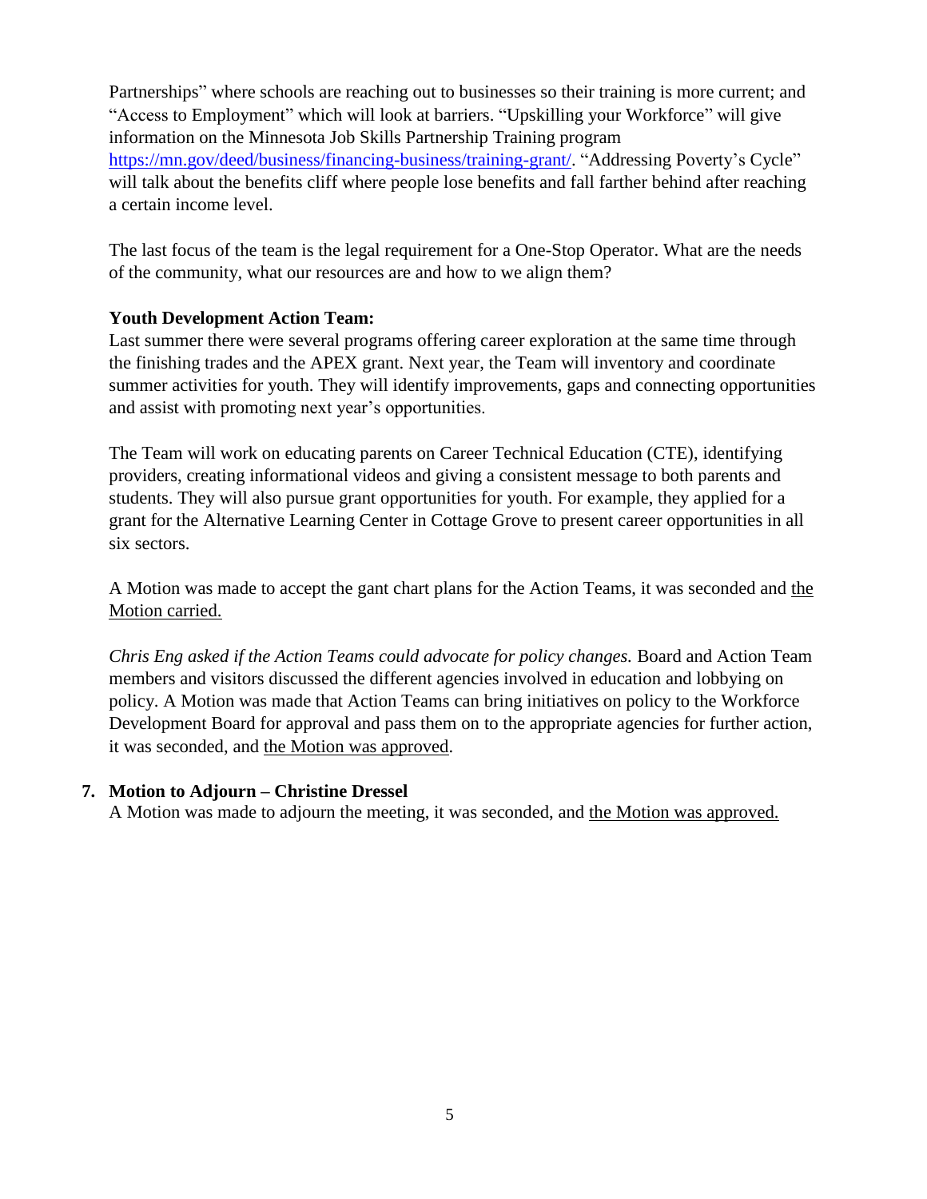Partnerships" where schools are reaching out to businesses so their training is more current; and "Access to Employment" which will look at barriers. "Upskilling your Workforce" will give information on the Minnesota Job Skills Partnership Training program https://mn.gov/deed/business/financing-business/training-grant/. "Addressing Poverty's Cycle" will talk about the benefits cliff where people lose benefits and fall farther behind after reaching a certain income level.

The last focus of the team is the legal requirement for a One-Stop Operator. What are the needs of the community, what our resources are and how to we align them?

**Youth Development Action Team:**
Last summer there were several programs offering career exploration at the same time through the finishing trades and the APEX grant. Next year, the Team will inventory and coordinate summer activities for youth. They will identify improvements, gaps and connecting opportunities and assist with promoting next year's opportunities.

The Team will work on educating parents on Career Technical Education (CTE), identifying providers, creating informational videos and giving a consistent message to both parents and students. They will also pursue grant opportunities for youth. For example, they applied for a grant for the Alternative Learning Center in Cottage Grove to present career opportunities in all six sectors.

A Motion was made to accept the gant chart plans for the Action Teams, it was seconded and the Motion carried.

*Chris Eng asked if the Action Teams could advocate for policy changes.* Board and Action Team members and visitors discussed the different agencies involved in education and lobbying on policy. A Motion was made that Action Teams can bring initiatives on policy to the Workforce Development Board for approval and pass them on to the appropriate agencies for further action, it was seconded, and the Motion was approved.

**7. Motion to Adjourn – Christine Dressel**

A Motion was made to adjourn the meeting, it was seconded, and the Motion was approved.